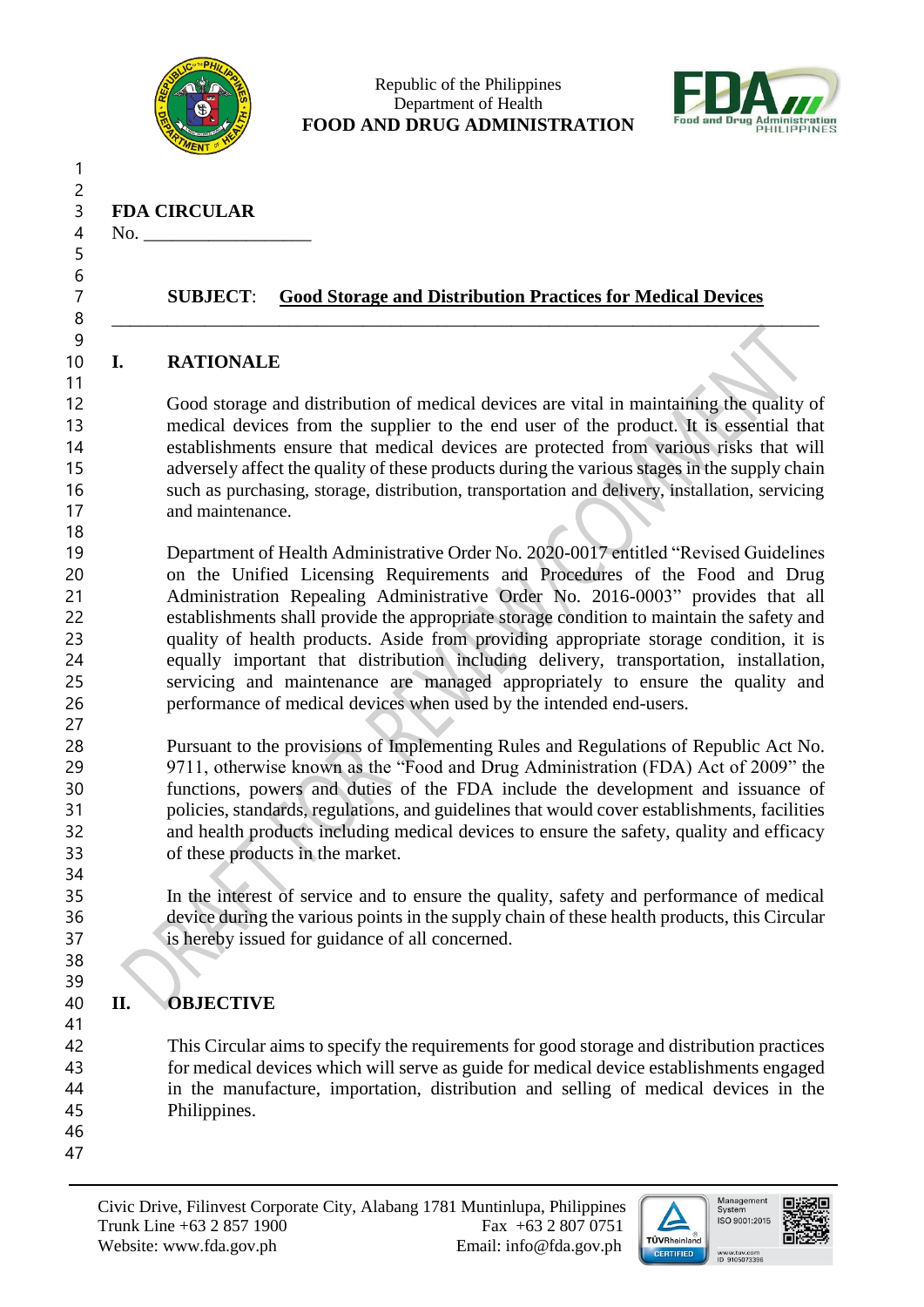Republic of the Philippines
Department of Health
**FOOD AND DRUG ADMINISTRATION**

**FDA CIRCULAR**
No. __________________

**SUBJECT**: **Good Storage and Distribution Practices for Medical Devices**

## I. RATIONALE

Good storage and distribution of medical devices are vital in maintaining the quality of medical devices from the supplier to the end user of the product. It is essential that establishments ensure that medical devices are protected from various risks that will adversely affect the quality of these products during the various stages in the supply chain such as purchasing, storage, distribution, transportation and delivery, installation, servicing and maintenance.

Department of Health Administrative Order No. 2020-0017 entitled "Revised Guidelines on the Unified Licensing Requirements and Procedures of the Food and Drug Administration Repealing Administrative Order No. 2016-0003" provides that all establishments shall provide the appropriate storage condition to maintain the safety and quality of health products. Aside from providing appropriate storage condition, it is equally important that distribution including delivery, transportation, installation, servicing and maintenance are managed appropriately to ensure the quality and performance of medical devices when used by the intended end-users.

Pursuant to the provisions of Implementing Rules and Regulations of Republic Act No. 9711, otherwise known as the "Food and Drug Administration (FDA) Act of 2009" the functions, powers and duties of the FDA include the development and issuance of policies, standards, regulations, and guidelines that would cover establishments, facilities and health products including medical devices to ensure the safety, quality and efficacy of these products in the market.

In the interest of service and to ensure the quality, safety and performance of medical device during the various points in the supply chain of these health products, this Circular is hereby issued for guidance of all concerned.

## II. OBJECTIVE

This Circular aims to specify the requirements for good storage and distribution practices for medical devices which will serve as guide for medical device establishments engaged in the manufacture, importation, distribution and selling of medical devices in the Philippines.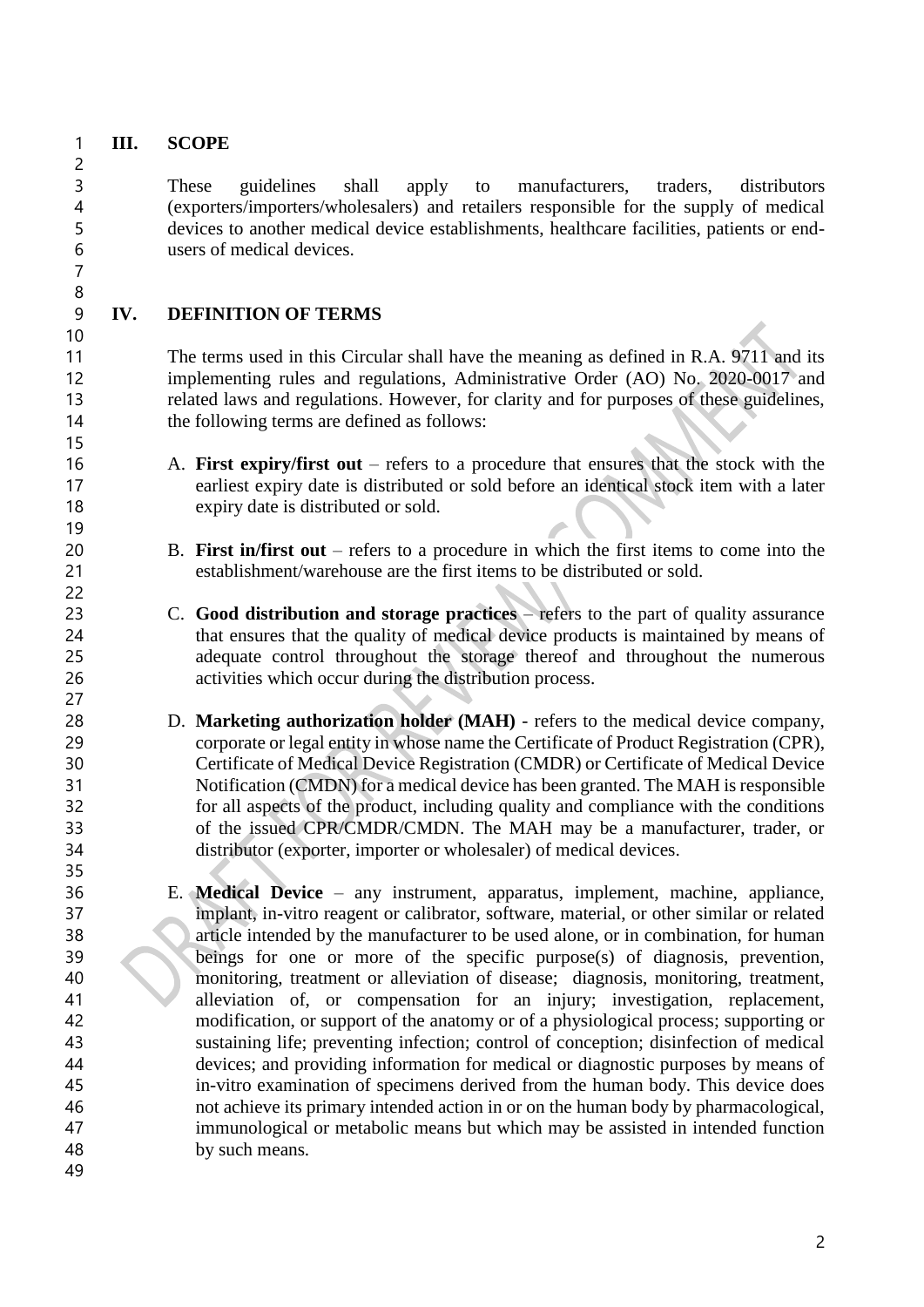## III. SCOPE

These guidelines shall apply to manufacturers, traders, distributors (exporters/importers/wholesalers) and retailers responsible for the supply of medical devices to another medical device establishments, healthcare facilities, patients or end-users of medical devices.

## IV. DEFINITION OF TERMS

The terms used in this Circular shall have the meaning as defined in R.A. 9711 and its implementing rules and regulations, Administrative Order (AO) No. 2020-0017 and related laws and regulations. However, for clarity and for purposes of these guidelines, the following terms are defined as follows:

A. **First expiry/first out** – refers to a procedure that ensures that the stock with the earliest expiry date is distributed or sold before an identical stock item with a later expiry date is distributed or sold.

B. **First in/first out** – refers to a procedure in which the first items to come into the establishment/warehouse are the first items to be distributed or sold.

C. **Good distribution and storage practices** – refers to the part of quality assurance that ensures that the quality of medical device products is maintained by means of adequate control throughout the storage thereof and throughout the numerous activities which occur during the distribution process.

D. **Marketing authorization holder (MAH)** - refers to the medical device company, corporate or legal entity in whose name the Certificate of Product Registration (CPR), Certificate of Medical Device Registration (CMDR) or Certificate of Medical Device Notification (CMDN) for a medical device has been granted. The MAH is responsible for all aspects of the product, including quality and compliance with the conditions of the issued CPR/CMDR/CMDN. The MAH may be a manufacturer, trader, or distributor (exporter, importer or wholesaler) of medical devices.

E. **Medical Device** – any instrument, apparatus, implement, machine, appliance, implant, in-vitro reagent or calibrator, software, material, or other similar or related article intended by the manufacturer to be used alone, or in combination, for human beings for one or more of the specific purpose(s) of diagnosis, prevention, monitoring, treatment or alleviation of disease; diagnosis, monitoring, treatment, alleviation of, or compensation for an injury; investigation, replacement, modification, or support of the anatomy or of a physiological process; supporting or sustaining life; preventing infection; control of conception; disinfection of medical devices; and providing information for medical or diagnostic purposes by means of in-vitro examination of specimens derived from the human body. This device does not achieve its primary intended action in or on the human body by pharmacological, immunological or metabolic means but which may be assisted in intended function by such means.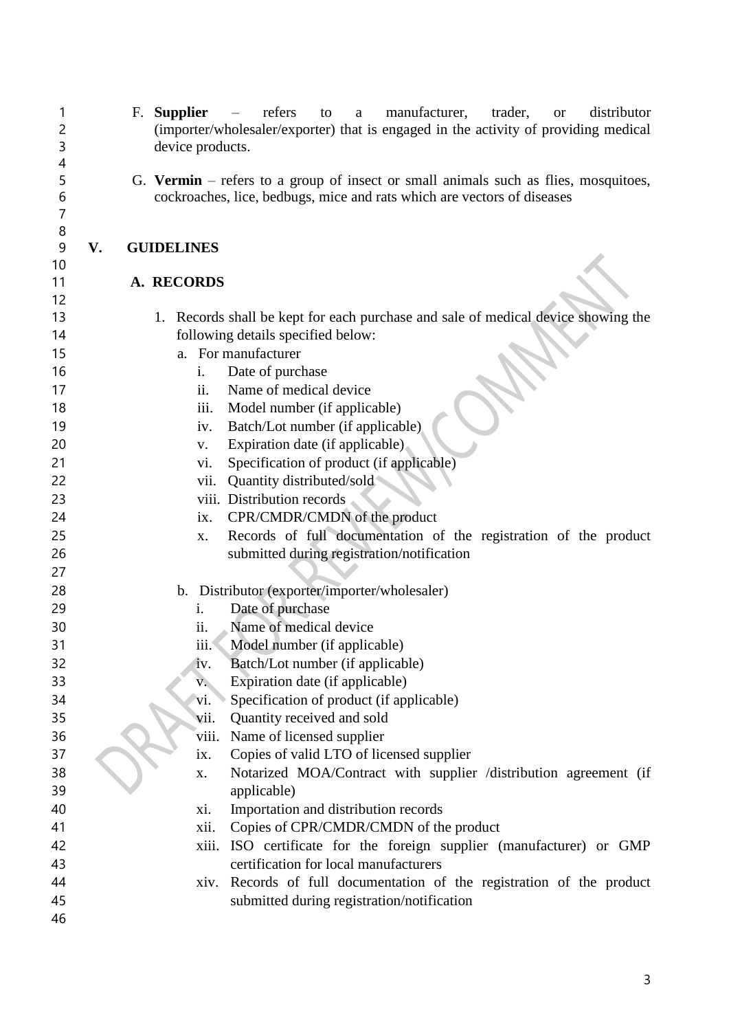F. **Supplier** – refers to a manufacturer, trader, or distributor (importer/wholesaler/exporter) that is engaged in the activity of providing medical device products.

G. **Vermin** – refers to a group of insect or small animals such as flies, mosquitoes, cockroaches, lice, bedbugs, mice and rats which are vectors of diseases

## V. GUIDELINES

### A. RECORDS

1. Records shall be kept for each purchase and sale of medical device showing the following details specified below:

   a. For manufacturer

      i. Date of purchase
      ii. Name of medical device
      iii. Model number (if applicable)
      iv. Batch/Lot number (if applicable)
      v. Expiration date (if applicable)
      vi. Specification of product (if applicable)
      vii. Quantity distributed/sold
      viii. Distribution records
      ix. CPR/CMDR/CMDN of the product
      x. Records of full documentation of the registration of the product submitted during registration/notification

   b. Distributor (exporter/importer/wholesaler)

      i. Date of purchase
      ii. Name of medical device
      iii. Model number (if applicable)
      iv. Batch/Lot number (if applicable)
      v. Expiration date (if applicable)
      vi. Specification of product (if applicable)
      vii. Quantity received and sold
      viii. Name of licensed supplier
      ix. Copies of valid LTO of licensed supplier
      x. Notarized MOA/Contract with supplier /distribution agreement (if applicable)
      xi. Importation and distribution records
      xii. Copies of CPR/CMDR/CMDN of the product
      xiii. ISO certificate for the foreign supplier (manufacturer) or GMP certification for local manufacturers
      xiv. Records of full documentation of the registration of the product submitted during registration/notification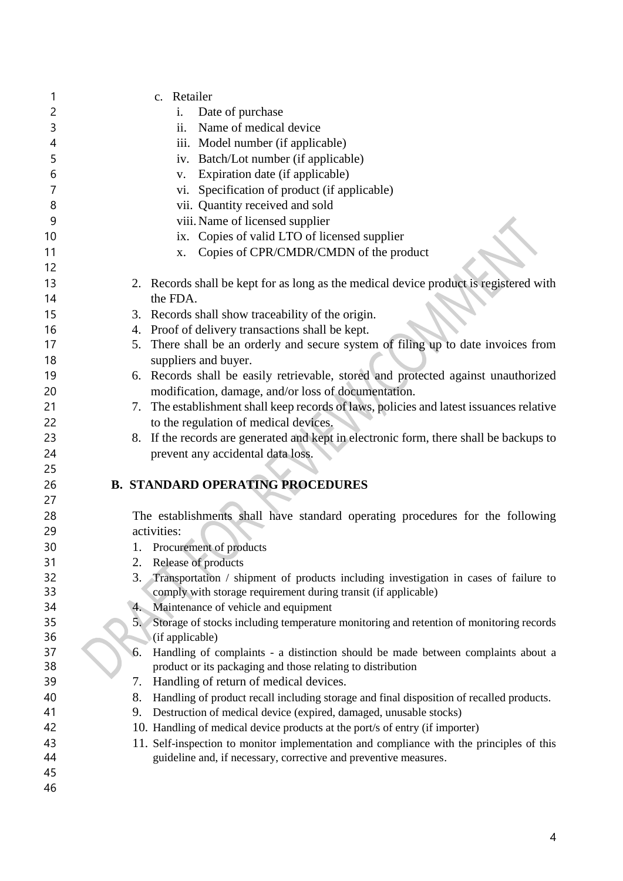c. Retailer
   i. Date of purchase
   ii. Name of medical device
   iii. Model number (if applicable)
   iv. Batch/Lot number (if applicable)
   v. Expiration date (if applicable)
   vi. Specification of product (if applicable)
   vii. Quantity received and sold
   viii. Name of licensed supplier
   ix. Copies of valid LTO of licensed supplier
   x. Copies of CPR/CMDR/CMDN of the product

2. Records shall be kept for as long as the medical device product is registered with the FDA.
3. Records shall show traceability of the origin.
4. Proof of delivery transactions shall be kept.
5. There shall be an orderly and secure system of filing up to date invoices from suppliers and buyer.
6. Records shall be easily retrievable, stored and protected against unauthorized modification, damage, and/or loss of documentation.
7. The establishment shall keep records of laws, policies and latest issuances relative to the regulation of medical devices.
8. If the records are generated and kept in electronic form, there shall be backups to prevent any accidental data loss.

## B. STANDARD OPERATING PROCEDURES

The establishments shall have standard operating procedures for the following activities:

1. Procurement of products
2. Release of products
3. Transportation / shipment of products including investigation in cases of failure to comply with storage requirement during transit (if applicable)
4. Maintenance of vehicle and equipment
5. Storage of stocks including temperature monitoring and retention of monitoring records (if applicable)
6. Handling of complaints - a distinction should be made between complaints about a product or its packaging and those relating to distribution
7. Handling of return of medical devices.
8. Handling of product recall including storage and final disposition of recalled products.
9. Destruction of medical device (expired, damaged, unusable stocks)
10. Handling of medical device products at the port/s of entry (if importer)
11. Self-inspection to monitor implementation and compliance with the principles of this guideline and, if necessary, corrective and preventive measures.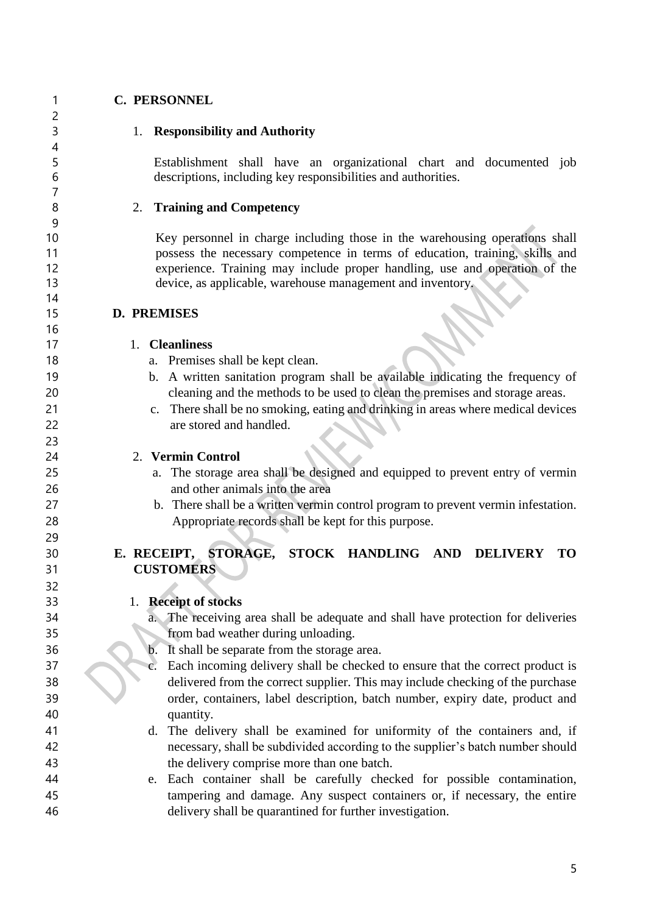## C. PERSONNEL

### 1. Responsibility and Authority

Establishment shall have an organizational chart and documented job descriptions, including key responsibilities and authorities.

### 2. Training and Competency

Key personnel in charge including those in the warehousing operations shall possess the necessary competence in terms of education, training, skills and experience. Training may include proper handling, use and operation of the device, as applicable, warehouse management and inventory.

## D. PREMISES

### 1. Cleanliness

a. Premises shall be kept clean.

b. A written sanitation program shall be available indicating the frequency of cleaning and the methods to be used to clean the premises and storage areas.

c. There shall be no smoking, eating and drinking in areas where medical devices are stored and handled.

### 2. Vermin Control

a. The storage area shall be designed and equipped to prevent entry of vermin and other animals into the area

b. There shall be a written vermin control program to prevent vermin infestation. Appropriate records shall be kept for this purpose.

## E. RECEIPT, STORAGE, STOCK HANDLING AND DELIVERY TO CUSTOMERS

### 1. Receipt of stocks

a. The receiving area shall be adequate and shall have protection for deliveries from bad weather during unloading.

b. It shall be separate from the storage area.

c. Each incoming delivery shall be checked to ensure that the correct product is delivered from the correct supplier. This may include checking of the purchase order, containers, label description, batch number, expiry date, product and quantity.

d. The delivery shall be examined for uniformity of the containers and, if necessary, shall be subdivided according to the supplier's batch number should the delivery comprise more than one batch.

e. Each container shall be carefully checked for possible contamination, tampering and damage. Any suspect containers or, if necessary, the entire delivery shall be quarantined for further investigation.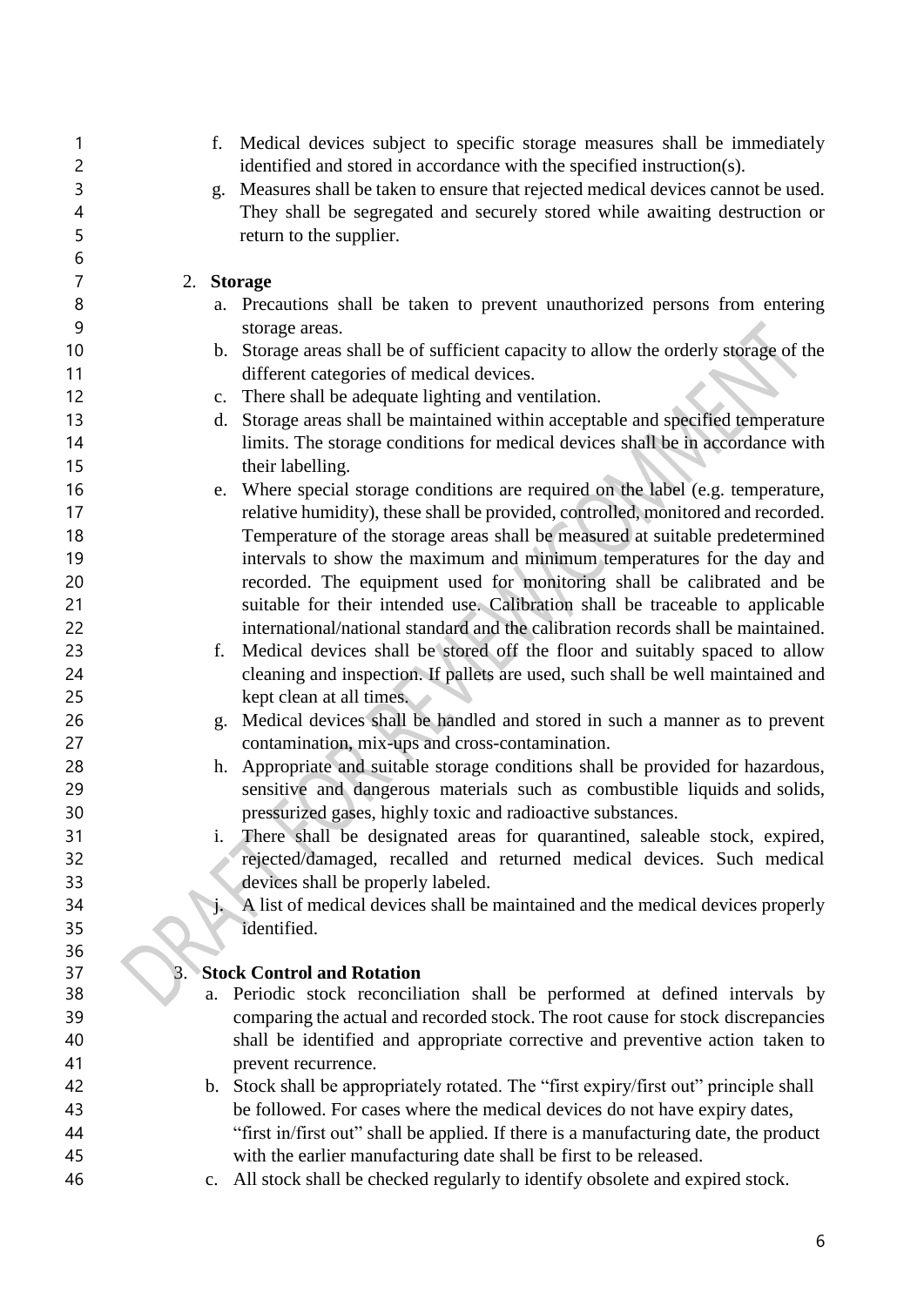f. Medical devices subject to specific storage measures shall be immediately identified and stored in accordance with the specified instruction(s).

g. Measures shall be taken to ensure that rejected medical devices cannot be used. They shall be segregated and securely stored while awaiting destruction or return to the supplier.

2. **Storage**

   a. Precautions shall be taken to prevent unauthorized persons from entering storage areas.

   b. Storage areas shall be of sufficient capacity to allow the orderly storage of the different categories of medical devices.

   c. There shall be adequate lighting and ventilation.

   d. Storage areas shall be maintained within acceptable and specified temperature limits. The storage conditions for medical devices shall be in accordance with their labelling.

   e. Where special storage conditions are required on the label (e.g. temperature, relative humidity), these shall be provided, controlled, monitored and recorded. Temperature of the storage areas shall be measured at suitable predetermined intervals to show the maximum and minimum temperatures for the day and recorded. The equipment used for monitoring shall be calibrated and be suitable for their intended use. Calibration shall be traceable to applicable international/national standard and the calibration records shall be maintained.

   f. Medical devices shall be stored off the floor and suitably spaced to allow cleaning and inspection. If pallets are used, such shall be well maintained and kept clean at all times.

   g. Medical devices shall be handled and stored in such a manner as to prevent contamination, mix-ups and cross-contamination.

   h. Appropriate and suitable storage conditions shall be provided for hazardous, sensitive and dangerous materials such as combustible liquids and solids, pressurized gases, highly toxic and radioactive substances.

   i. There shall be designated areas for quarantined, saleable stock, expired, rejected/damaged, recalled and returned medical devices. Such medical devices shall be properly labeled.

   j. A list of medical devices shall be maintained and the medical devices properly identified.

3. **Stock Control and Rotation**

   a. Periodic stock reconciliation shall be performed at defined intervals by comparing the actual and recorded stock. The root cause for stock discrepancies shall be identified and appropriate corrective and preventive action taken to prevent recurrence.

   b. Stock shall be appropriately rotated. The "first expiry/first out" principle shall be followed. For cases where the medical devices do not have expiry dates, "first in/first out" shall be applied. If there is a manufacturing date, the product with the earlier manufacturing date shall be first to be released.

   c. All stock shall be checked regularly to identify obsolete and expired stock.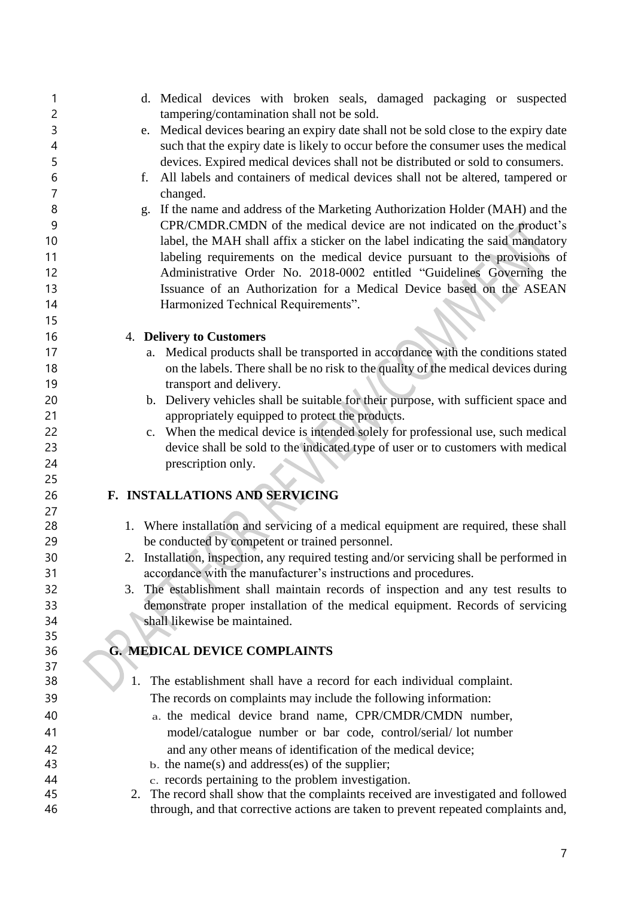d. Medical devices with broken seals, damaged packaging or suspected tampering/contamination shall not be sold.

e. Medical devices bearing an expiry date shall not be sold close to the expiry date such that the expiry date is likely to occur before the consumer uses the medical devices. Expired medical devices shall not be distributed or sold to consumers.

f. All labels and containers of medical devices shall not be altered, tampered or changed.

g. If the name and address of the Marketing Authorization Holder (MAH) and the CPR/CMDR.CMDN of the medical device are not indicated on the product's label, the MAH shall affix a sticker on the label indicating the said mandatory labeling requirements on the medical device pursuant to the provisions of Administrative Order No. 2018-0002 entitled "Guidelines Governing the Issuance of an Authorization for a Medical Device based on the ASEAN Harmonized Technical Requirements".

4. **Delivery to Customers**

   a. Medical products shall be transported in accordance with the conditions stated on the labels. There shall be no risk to the quality of the medical devices during transport and delivery.

   b. Delivery vehicles shall be suitable for their purpose, with sufficient space and appropriately equipped to protect the products.

   c. When the medical device is intended solely for professional use, such medical device shall be sold to the indicated type of user or to customers with medical prescription only.

## F. INSTALLATIONS AND SERVICING

1. Where installation and servicing of a medical equipment are required, these shall be conducted by competent or trained personnel.
2. Installation, inspection, any required testing and/or servicing shall be performed in accordance with the manufacturer's instructions and procedures.
3. The establishment shall maintain records of inspection and any test results to demonstrate proper installation of the medical equipment. Records of servicing shall likewise be maintained.

## G. MEDICAL DEVICE COMPLAINTS

1. The establishment shall have a record for each individual complaint.
   The records on complaints may include the following information:
   a. the medical device brand name, CPR/CMDR/CMDN number, model/catalogue number or bar code, control/serial/ lot number and any other means of identification of the medical device;
   b. the name(s) and address(es) of the supplier;
   c. records pertaining to the problem investigation.
2. The record shall show that the complaints received are investigated and followed through, and that corrective actions are taken to prevent repeated complaints and,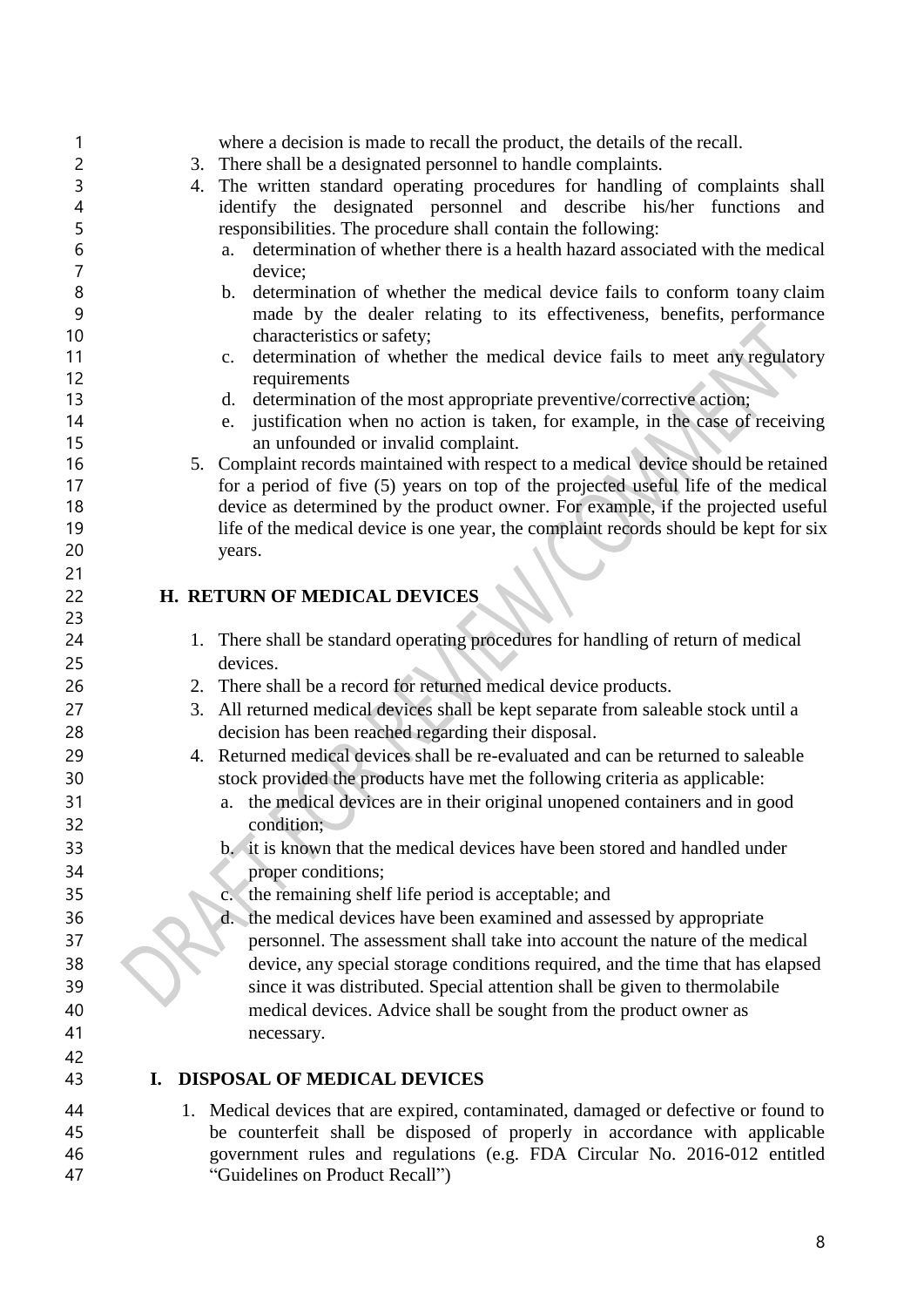where a decision is made to recall the product, the details of the recall.

3. There shall be a designated personnel to handle complaints.
4. The written standard operating procedures for handling of complaints shall identify the designated personnel and describe his/her functions and responsibilities. The procedure shall contain the following:
   a. determination of whether there is a health hazard associated with the medical device;
   b. determination of whether the medical device fails to conform toany claim made by the dealer relating to its effectiveness, benefits, performance characteristics or safety;
   c. determination of whether the medical device fails to meet any regulatory requirements
   d. determination of the most appropriate preventive/corrective action;
   e. justification when no action is taken, for example, in the case of receiving an unfounded or invalid complaint.
5. Complaint records maintained with respect to a medical device should be retained for a period of five (5) years on top of the projected useful life of the medical device as determined by the product owner. For example, if the projected useful life of the medical device is one year, the complaint records should be kept for six years.

## H. RETURN OF MEDICAL DEVICES

1. There shall be standard operating procedures for handling of return of medical devices.
2. There shall be a record for returned medical device products.
3. All returned medical devices shall be kept separate from saleable stock until a decision has been reached regarding their disposal.
4. Returned medical devices shall be re-evaluated and can be returned to saleable stock provided the products have met the following criteria as applicable:
   a. the medical devices are in their original unopened containers and in good condition;
   b. it is known that the medical devices have been stored and handled under proper conditions;
   c. the remaining shelf life period is acceptable; and
   d. the medical devices have been examined and assessed by appropriate personnel. The assessment shall take into account the nature of the medical device, any special storage conditions required, and the time that has elapsed since it was distributed. Special attention shall be given to thermolabile medical devices. Advice shall be sought from the product owner as necessary.

## I. DISPOSAL OF MEDICAL DEVICES

1. Medical devices that are expired, contaminated, damaged or defective or found to be counterfeit shall be disposed of properly in accordance with applicable government rules and regulations (e.g. FDA Circular No. 2016-012 entitled "Guidelines on Product Recall")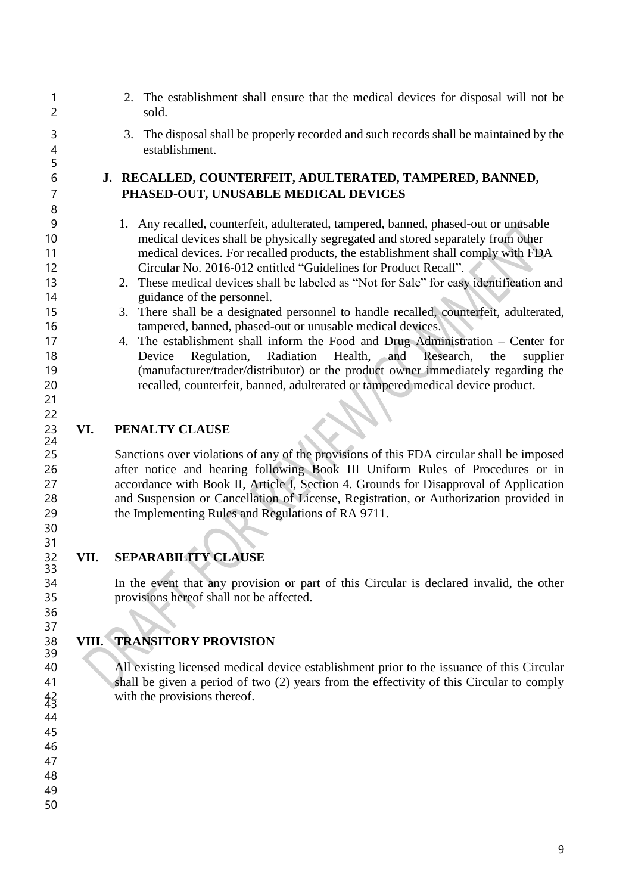2. The establishment shall ensure that the medical devices for disposal will not be sold.
3. The disposal shall be properly recorded and such records shall be maintained by the establishment.

### J. RECALLED, COUNTERFEIT, ADULTERATED, TAMPERED, BANNED, PHASED-OUT, UNUSABLE MEDICAL DEVICES

1. Any recalled, counterfeit, adulterated, tampered, banned, phased-out or unusable medical devices shall be physically segregated and stored separately from other medical devices. For recalled products, the establishment shall comply with FDA Circular No. 2016-012 entitled "Guidelines for Product Recall".
2. These medical devices shall be labeled as "Not for Sale" for easy identification and guidance of the personnel.
3. There shall be a designated personnel to handle recalled, counterfeit, adulterated, tampered, banned, phased-out or unusable medical devices.
4. The establishment shall inform the Food and Drug Administration – Center for Device Regulation, Radiation Health, and Research, the supplier (manufacturer/trader/distributor) or the product owner immediately regarding the recalled, counterfeit, banned, adulterated or tampered medical device product.

## VI. PENALTY CLAUSE

Sanctions over violations of any of the provisions of this FDA circular shall be imposed after notice and hearing following Book III Uniform Rules of Procedures or in accordance with Book II, Article I, Section 4. Grounds for Disapproval of Application and Suspension or Cancellation of License, Registration, or Authorization provided in the Implementing Rules and Regulations of RA 9711.

## VII. SEPARABILITY CLAUSE

In the event that any provision or part of this Circular is declared invalid, the other provisions hereof shall not be affected.

## VIII. TRANSITORY PROVISION

All existing licensed medical device establishment prior to the issuance of this Circular shall be given a period of two (2) years from the effectivity of this Circular to comply with the provisions thereof.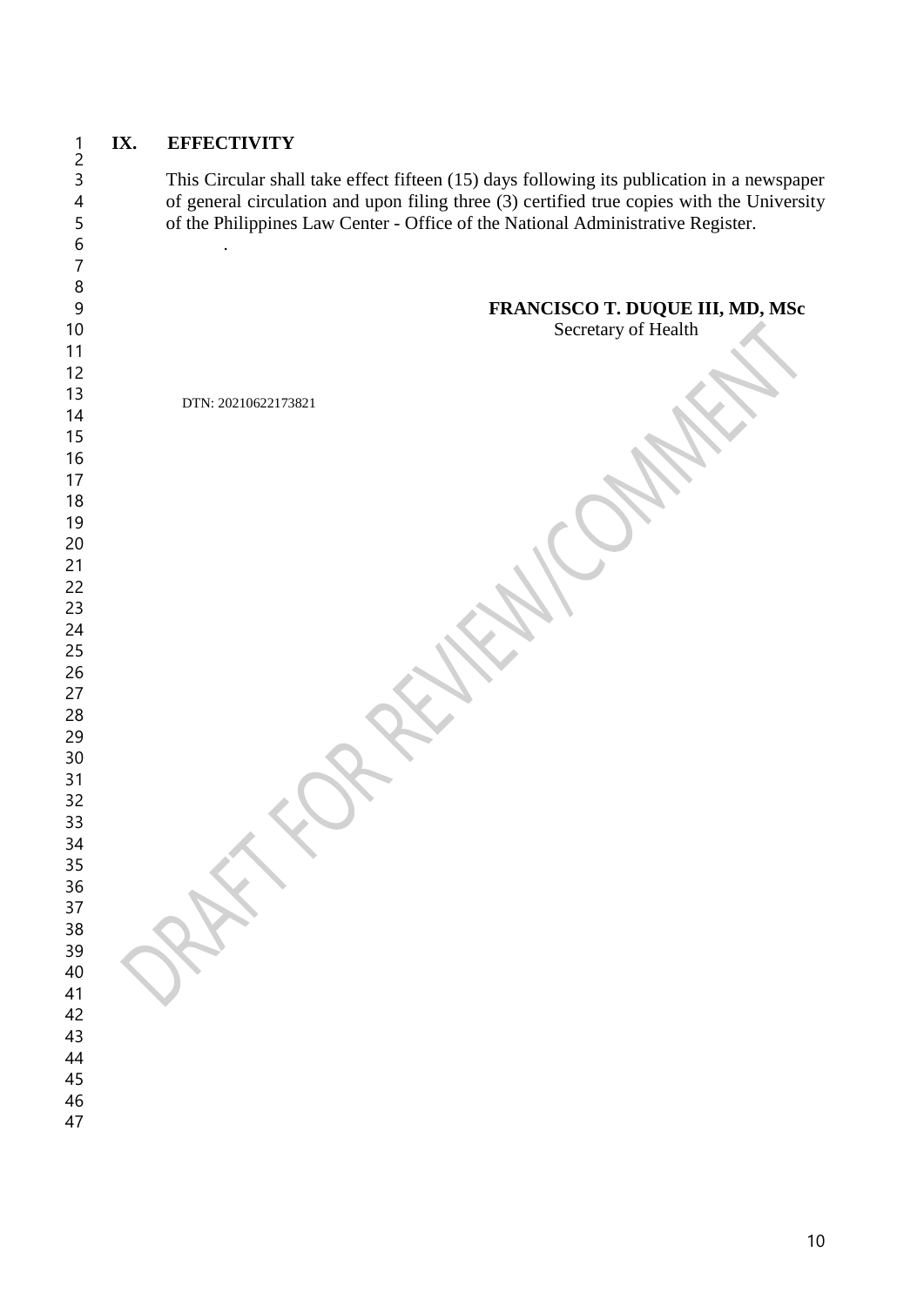## IX. EFFECTIVITY

This Circular shall take effect fifteen (15) days following its publication in a newspaper of general circulation and upon filing three (3) certified true copies with the University of the Philippines Law Center - Office of the National Administrative Register.

.

**FRANCISCO T. DUQUE III, MD, MSc**
Secretary of Health

DTN: 20210622173821

DRAFT FOR REVIEW/COMMENT